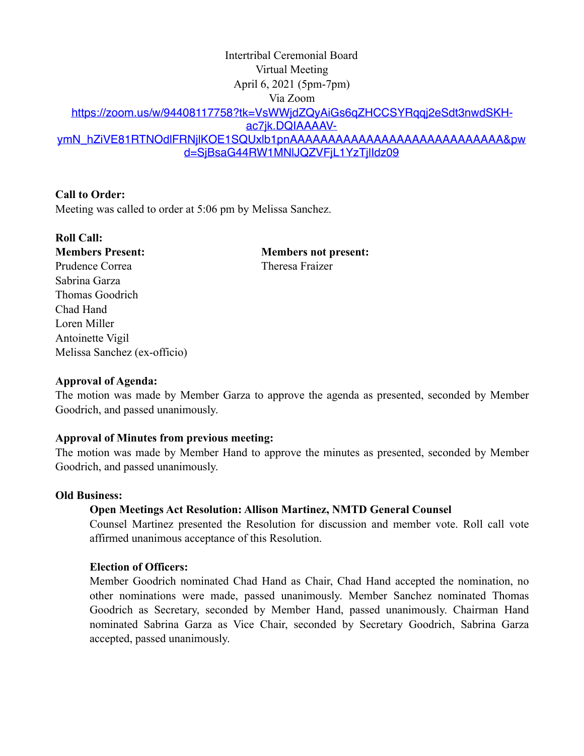Intertribal Ceremonial Board
Virtual Meeting
April 6, 2021 (5pm-7pm)
Via Zoom
https://zoom.us/w/94408117758?tk=VsWWjdZQyAiGs6qZHCCSYRqqj2eSdt3nwdSKH-ac7jk.DQIAAAAV-ymN_hZiVE81RTNOdlFRNjlKOE1SQUxlb1pnAAAAAAAAAAAAAAAAAAAAAAAAAAAA&pwd=SjBsaG44RW1MNlJQZVFjL1YzTjlIdz09

**Call to Order:**
Meeting was called to order at 5:06 pm by Melissa Sanchez.

**Roll Call:**

**Members Present:**
Prudence Correa
Sabrina Garza
Thomas Goodrich
Chad Hand
Loren Miller
Antoinette Vigil
Melissa Sanchez (ex-officio)

**Members not present:**
Theresa Fraizer

**Approval of Agenda:**
The motion was made by Member Garza to approve the agenda as presented, seconded by Member Goodrich, and passed unanimously.

**Approval of Minutes from previous meeting:**
The motion was made by Member Hand to approve the minutes as presented, seconded by Member Goodrich, and passed unanimously.

**Old Business:**

**Open Meetings Act Resolution: Allison Martinez, NMTD General Counsel**
Counsel Martinez presented the Resolution for discussion and member vote. Roll call vote affirmed unanimous acceptance of this Resolution.

**Election of Officers:**
Member Goodrich nominated Chad Hand as Chair, Chad Hand accepted the nomination, no other nominations were made, passed unanimously. Member Sanchez nominated Thomas Goodrich as Secretary, seconded by Member Hand, passed unanimously. Chairman Hand nominated Sabrina Garza as Vice Chair, seconded by Secretary Goodrich, Sabrina Garza accepted, passed unanimously.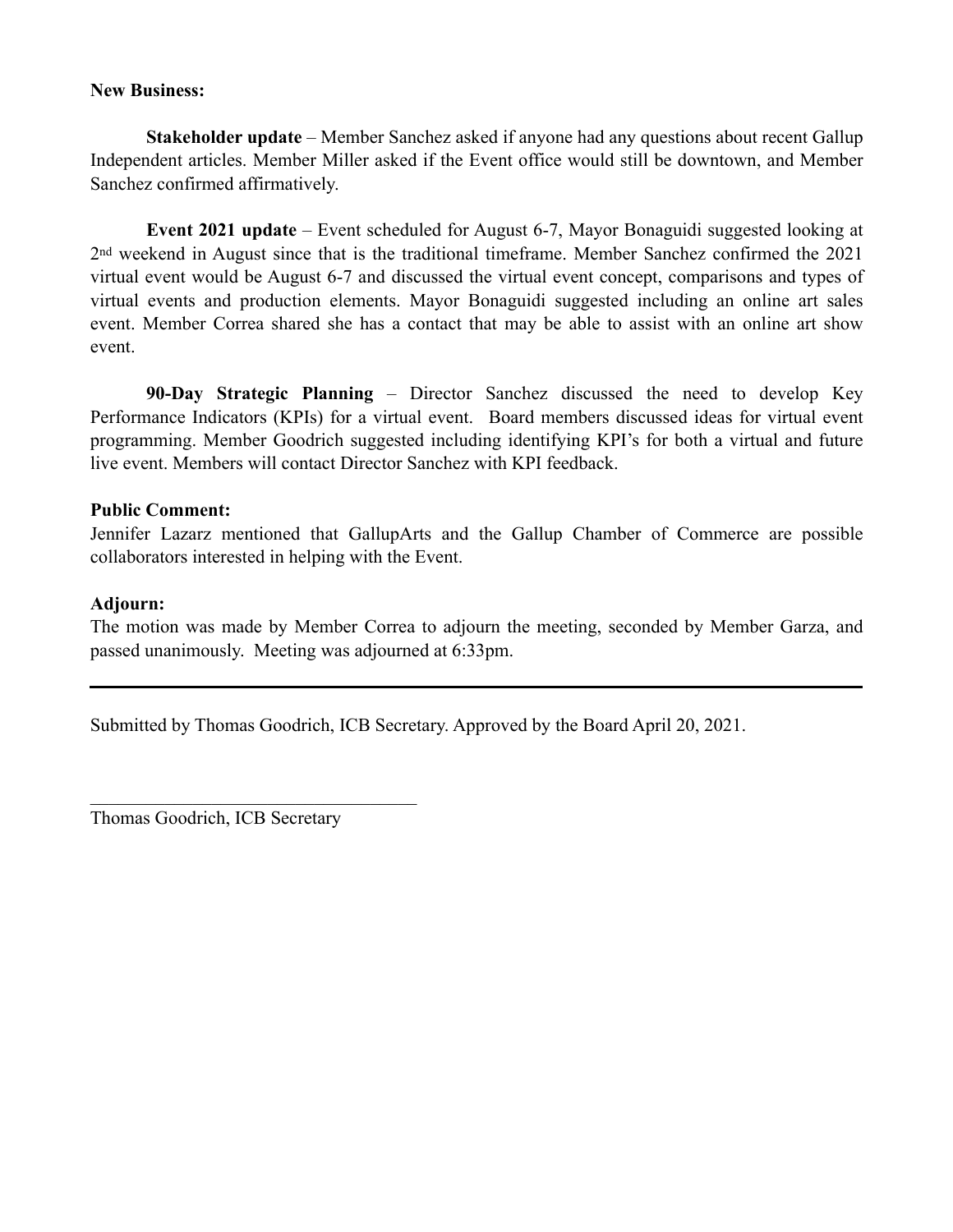**New Business:**

**Stakeholder update** – Member Sanchez asked if anyone had any questions about recent Gallup Independent articles. Member Miller asked if the Event office would still be downtown, and Member Sanchez confirmed affirmatively.

**Event 2021 update** – Event scheduled for August 6-7, Mayor Bonaguidi suggested looking at 2nd weekend in August since that is the traditional timeframe. Member Sanchez confirmed the 2021 virtual event would be August 6-7 and discussed the virtual event concept, comparisons and types of virtual events and production elements. Mayor Bonaguidi suggested including an online art sales event. Member Correa shared she has a contact that may be able to assist with an online art show event.

**90-Day Strategic Planning** – Director Sanchez discussed the need to develop Key Performance Indicators (KPIs) for a virtual event. Board members discussed ideas for virtual event programming. Member Goodrich suggested including identifying KPI's for both a virtual and future live event. Members will contact Director Sanchez with KPI feedback.

**Public Comment:**

Jennifer Lazarz mentioned that GallupArts and the Gallup Chamber of Commerce are possible collaborators interested in helping with the Event.

**Adjourn:**

The motion was made by Member Correa to adjourn the meeting, seconded by Member Garza, and passed unanimously. Meeting was adjourned at 6:33pm.

---

Submitted by Thomas Goodrich, ICB Secretary. Approved by the Board April 20, 2021.

\_\_\_\_\_\_\_\_\_\_\_\_\_\_\_\_\_\_\_\_\_\_\_\_\_\_\_\_\_\_\_\_\_\_\_\_

Thomas Goodrich, ICB Secretary